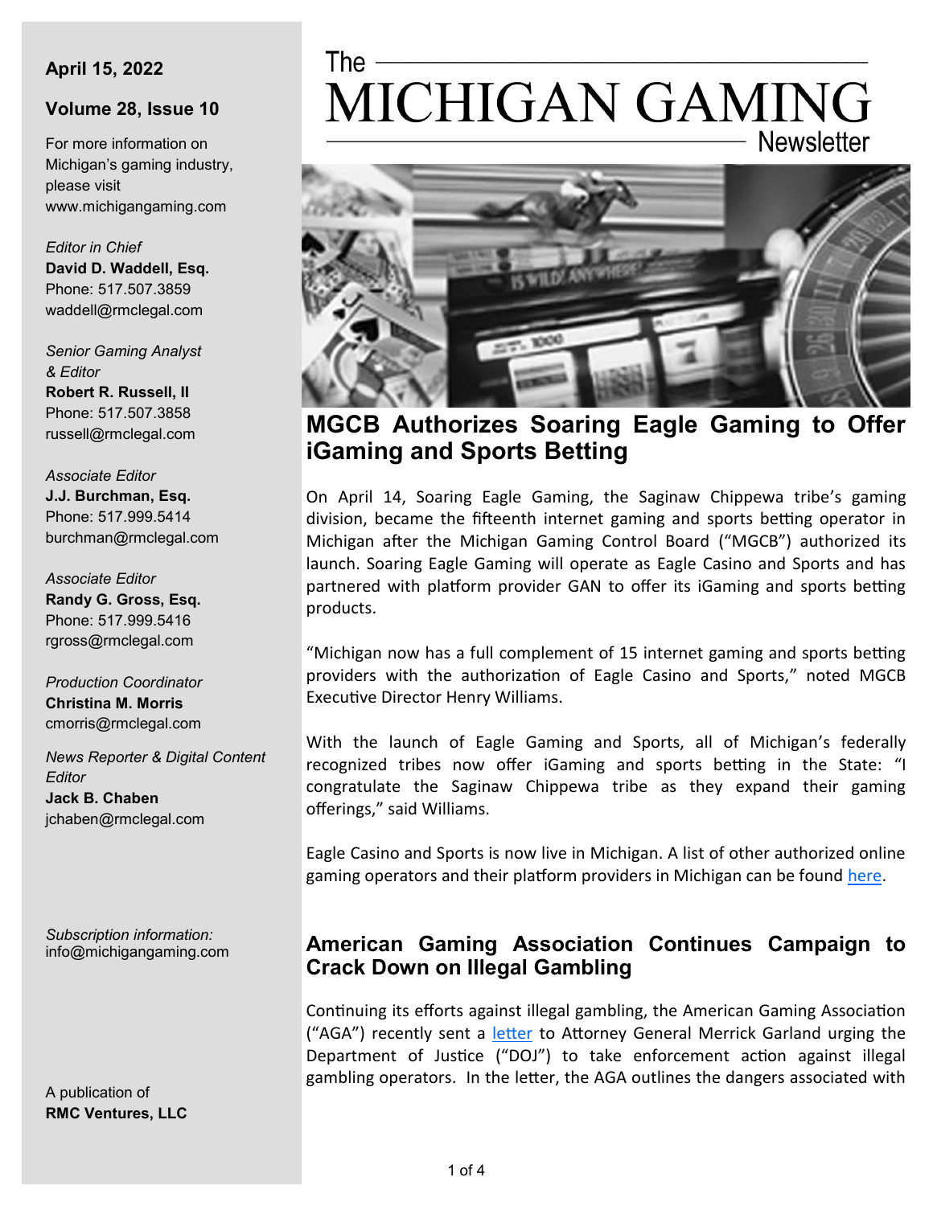# The MICHIGAN GAMING Newsletter

**April 15, 2022**

**Volume 28, Issue 10**

For more information on Michigan's gaming industry, please visit www.michigangaming.com

*Editor in Chief*
**David D. Waddell, Esq.**
Phone: 517.507.3859
waddell@rmclegal.com

*Senior Gaming Analyst & Editor*
**Robert R. Russell, II**
Phone: 517.507.3858
russell@rmclegal.com

*Associate Editor*
**J.J. Burchman, Esq.**
Phone: 517.999.5414
burchman@rmclegal.com

*Associate Editor*
**Randy G. Gross, Esq.**
Phone: 517.999.5416
rgross@rmclegal.com

*Production Coordinator*
**Christina M. Morris**
cmorris@rmclegal.com

*News Reporter & Digital Content Editor*
**Jack B. Chaben**
jchaben@rmclegal.com

*Subscription information:*
info@michigangaming.com

A publication of
**RMC Ventures, LLC**

## MGCB Authorizes Soaring Eagle Gaming to Offer iGaming and Sports Betting

On April 14, Soaring Eagle Gaming, the Saginaw Chippewa tribe's gaming division, became the fifteenth internet gaming and sports betting operator in Michigan after the Michigan Gaming Control Board ("MGCB") authorized its launch. Soaring Eagle Gaming will operate as Eagle Casino and Sports and has partnered with platform provider GAN to offer its iGaming and sports betting products.

"Michigan now has a full complement of 15 internet gaming and sports betting providers with the authorization of Eagle Casino and Sports," noted MGCB Executive Director Henry Williams.

With the launch of Eagle Gaming and Sports, all of Michigan's federally recognized tribes now offer iGaming and sports betting in the State: "I congratulate the Saginaw Chippewa tribe as they expand their gaming offerings," said Williams.

Eagle Casino and Sports is now live in Michigan. A list of other authorized online gaming operators and their platform providers in Michigan can be found here.

## American Gaming Association Continues Campaign to Crack Down on Illegal Gambling

Continuing its efforts against illegal gambling, the American Gaming Association ("AGA") recently sent a letter to Attorney General Merrick Garland urging the Department of Justice ("DOJ") to take enforcement action against illegal gambling operators. In the letter, the AGA outlines the dangers associated with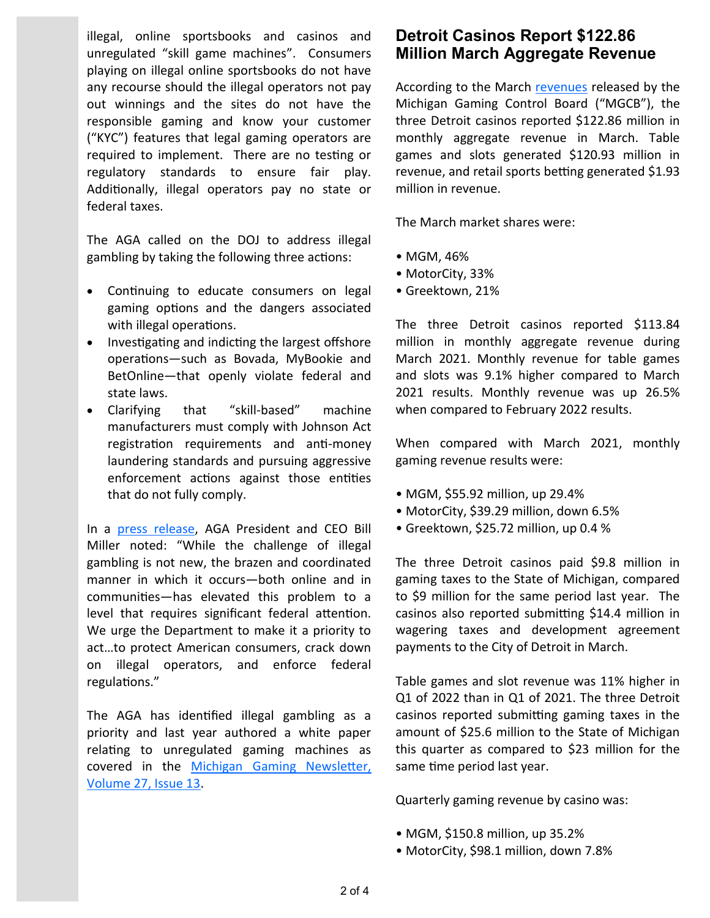illegal, online sportsbooks and casinos and unregulated “skill game machines”. Consumers playing on illegal online sportsbooks do not have any recourse should the illegal operators not pay out winnings and the sites do not have the responsible gaming and know your customer (“KYC”) features that legal gaming operators are required to implement. There are no testing or regulatory standards to ensure fair play. Additionally, illegal operators pay no state or federal taxes.

The AGA called on the DOJ to address illegal gambling by taking the following three actions:

- Continuing to educate consumers on legal gaming options and the dangers associated with illegal operations.
- Investigating and indicting the largest offshore operations—such as Bovada, MyBookie and BetOnline—that openly violate federal and state laws.
- Clarifying that “skill-based” machine manufacturers must comply with Johnson Act registration requirements and anti-money laundering standards and pursuing aggressive enforcement actions against those entities that do not fully comply.

In a press release, AGA President and CEO Bill Miller noted: “While the challenge of illegal gambling is not new, the brazen and coordinated manner in which it occurs—both online and in communities—has elevated this problem to a level that requires significant federal attention. We urge the Department to make it a priority to act…to protect American consumers, crack down on illegal operators, and enforce federal regulations.”

The AGA has identified illegal gambling as a priority and last year authored a white paper relating to unregulated gaming machines as covered in the Michigan Gaming Newsletter, Volume 27, Issue 13.

## Detroit Casinos Report $122.86 Million March Aggregate Revenue

According to the March revenues released by the Michigan Gaming Control Board (“MGCB”), the three Detroit casinos reported $122.86 million in monthly aggregate revenue in March. Table games and slots generated $120.93 million in revenue, and retail sports betting generated $1.93 million in revenue.

The March market shares were:

- MGM, 46%
- MotorCity, 33%
- Greektown, 21%

The three Detroit casinos reported $113.84 million in monthly aggregate revenue during March 2021. Monthly revenue for table games and slots was 9.1% higher compared to March 2021 results. Monthly revenue was up 26.5% when compared to February 2022 results.

When compared with March 2021, monthly gaming revenue results were:

- MGM, $55.92 million, up 29.4%
- MotorCity, $39.29 million, down 6.5%
- Greektown, $25.72 million, up 0.4 %

The three Detroit casinos paid $9.8 million in gaming taxes to the State of Michigan, compared to $9 million for the same period last year. The casinos also reported submitting $14.4 million in wagering taxes and development agreement payments to the City of Detroit in March.

Table games and slot revenue was 11% higher in Q1 of 2022 than in Q1 of 2021. The three Detroit casinos reported submitting gaming taxes in the amount of $25.6 million to the State of Michigan this quarter as compared to $23 million for the same time period last year.

Quarterly gaming revenue by casino was:

- MGM, $150.8 million, up 35.2%
- MotorCity, $98.1 million, down 7.8%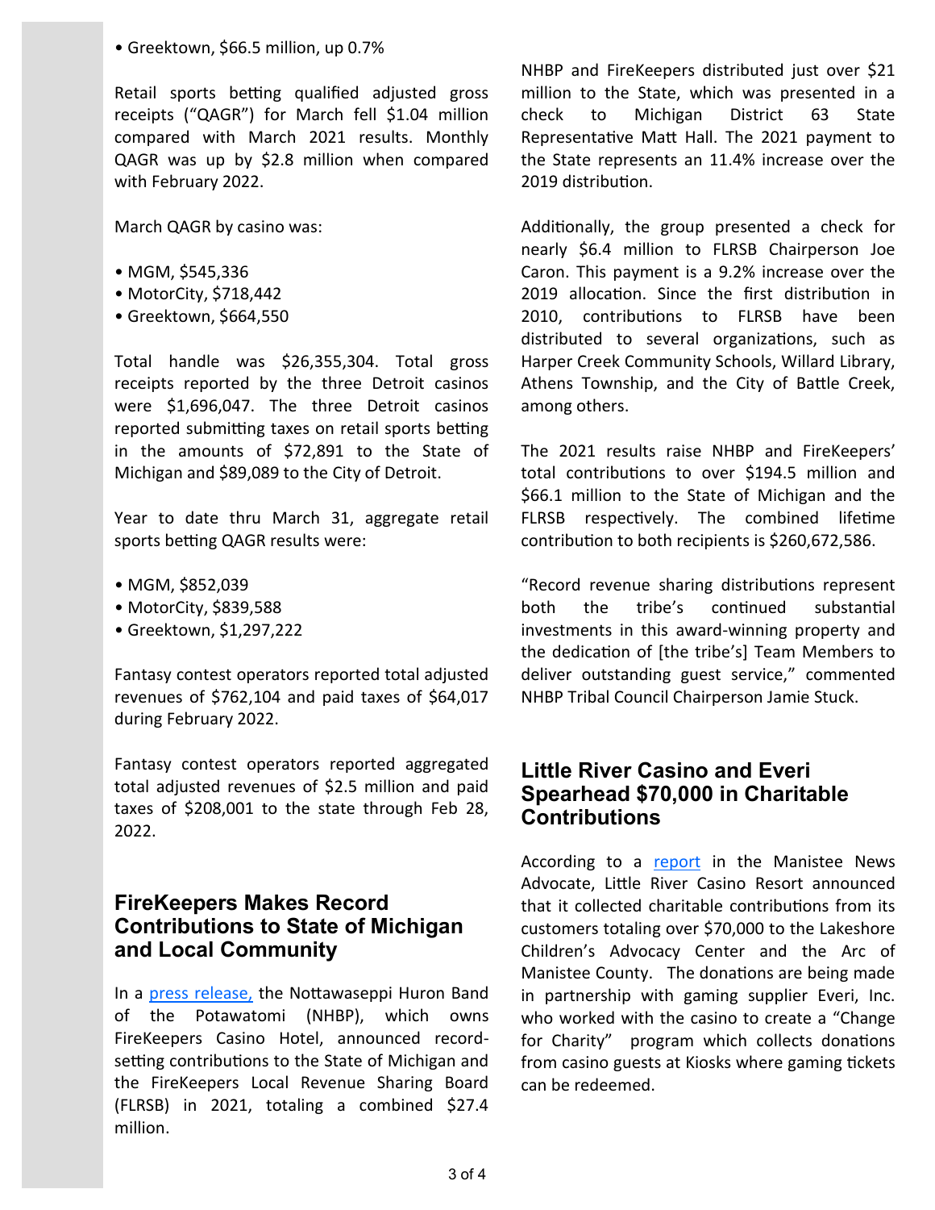- Greektown, $66.5 million, up 0.7%

Retail sports betting qualified adjusted gross receipts (“QAGR”) for March fell $1.04 million compared with March 2021 results. Monthly QAGR was up by $2.8 million when compared with February 2022.

March QAGR by casino was:

- MGM, $545,336
- MotorCity, $718,442
- Greektown, $664,550

Total handle was $26,355,304. Total gross receipts reported by the three Detroit casinos were $1,696,047. The three Detroit casinos reported submitting taxes on retail sports betting in the amounts of $72,891 to the State of Michigan and $89,089 to the City of Detroit.

Year to date thru March 31, aggregate retail sports betting QAGR results were:

- MGM, $852,039
- MotorCity, $839,588
- Greektown, $1,297,222

Fantasy contest operators reported total adjusted revenues of $762,104 and paid taxes of $64,017 during February 2022.

Fantasy contest operators reported aggregated total adjusted revenues of $2.5 million and paid taxes of $208,001 to the state through Feb 28, 2022.

## FireKeepers Makes Record Contributions to State of Michigan and Local Community

In a press release, the Nottawaseppi Huron Band of the Potawatomi (NHBP), which owns FireKeepers Casino Hotel, announced record-setting contributions to the State of Michigan and the FireKeepers Local Revenue Sharing Board (FLRSB) in 2021, totaling a combined $27.4 million.

NHBP and FireKeepers distributed just over $21 million to the State, which was presented in a check to Michigan District 63 State Representative Matt Hall. The 2021 payment to the State represents an 11.4% increase over the 2019 distribution.

Additionally, the group presented a check for nearly $6.4 million to FLRSB Chairperson Joe Caron. This payment is a 9.2% increase over the 2019 allocation. Since the first distribution in 2010, contributions to FLRSB have been distributed to several organizations, such as Harper Creek Community Schools, Willard Library, Athens Township, and the City of Battle Creek, among others.

The 2021 results raise NHBP and FireKeepers' total contributions to over $194.5 million and $66.1 million to the State of Michigan and the FLRSB respectively. The combined lifetime contribution to both recipients is $260,672,586.

“Record revenue sharing distributions represent both the tribe's continued substantial investments in this award-winning property and the dedication of [the tribe's] Team Members to deliver outstanding guest service,” commented NHBP Tribal Council Chairperson Jamie Stuck.

## Little River Casino and Everi Spearhead $70,000 in Charitable Contributions

According to a report in the Manistee News Advocate, Little River Casino Resort announced that it collected charitable contributions from its customers totaling over $70,000 to the Lakeshore Children's Advocacy Center and the Arc of Manistee County. The donations are being made in partnership with gaming supplier Everi, Inc. who worked with the casino to create a “Change for Charity” program which collects donations from casino guests at Kiosks where gaming tickets can be redeemed.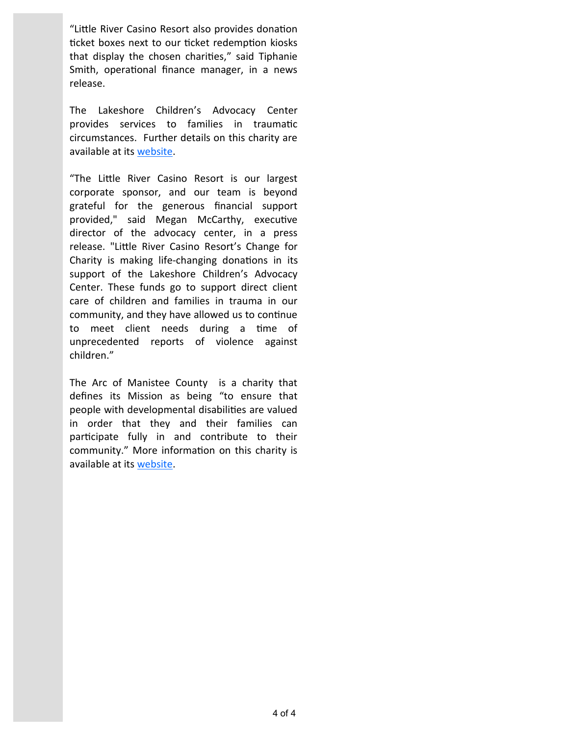"Little River Casino Resort also provides donation ticket boxes next to our ticket redemption kiosks that display the chosen charities," said Tiphanie Smith, operational finance manager, in a news release.

The Lakeshore Children's Advocacy Center provides services to families in traumatic circumstances. Further details on this charity are available at its website.

"The Little River Casino Resort is our largest corporate sponsor, and our team is beyond grateful for the generous financial support provided," said Megan McCarthy, executive director of the advocacy center, in a press release. "Little River Casino Resort's Change for Charity is making life-changing donations in its support of the Lakeshore Children's Advocacy Center. These funds go to support direct client care of children and families in trauma in our community, and they have allowed us to continue to meet client needs during a time of unprecedented reports of violence against children."

The Arc of Manistee County is a charity that defines its Mission as being "to ensure that people with developmental disabilities are valued in order that they and their families can participate fully in and contribute to their community." More information on this charity is available at its website.